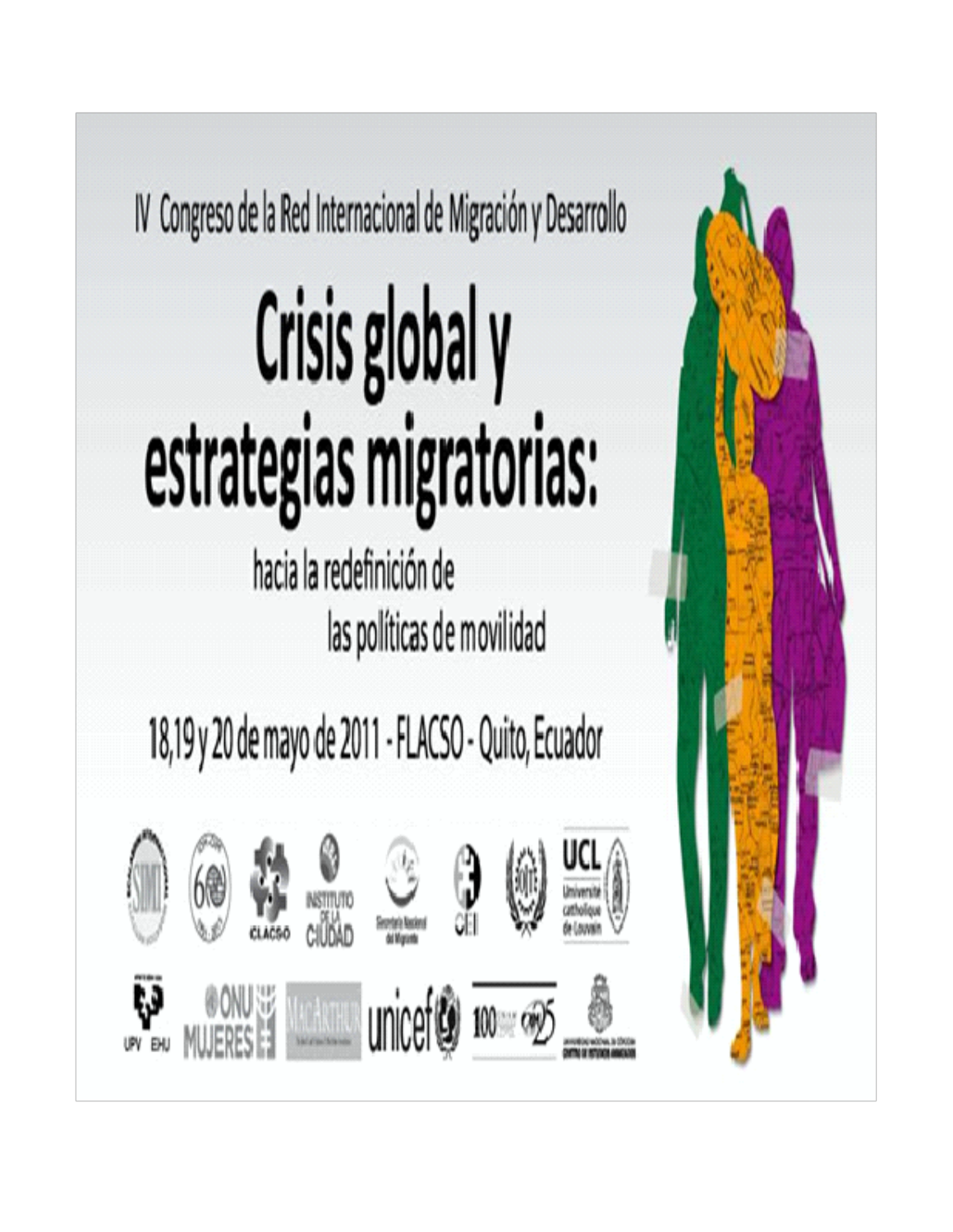IV Congreso de la Red Internacional de Migración y Desarrollo

# Crisis global y estrategias migratorias:

## hacia la redefinición de las políticas de movilidad

18,19 y 20 de mayo de 2011 - FLACSO - Quito, Ecuador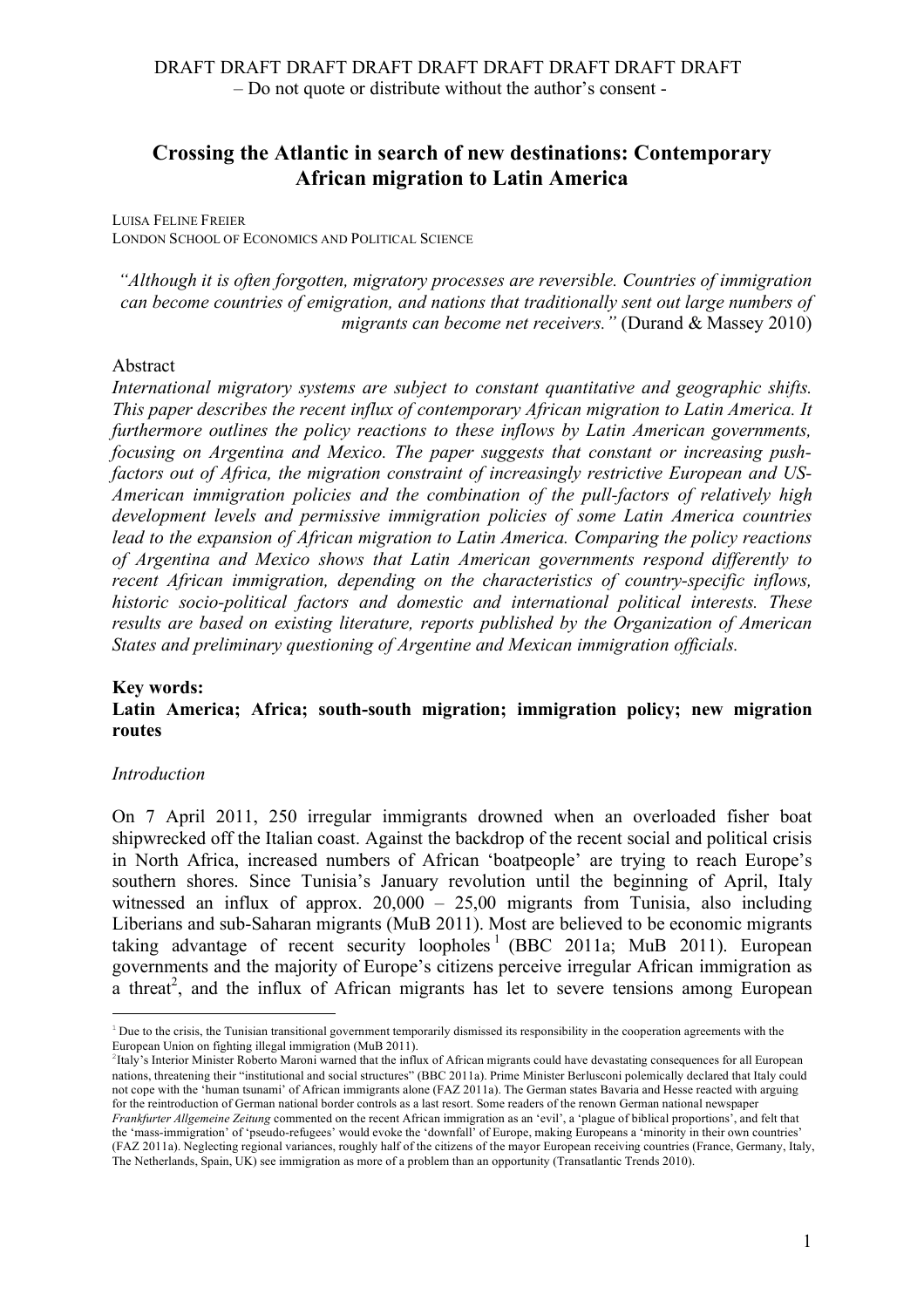DRAFT DRAFT DRAFT DRAFT DRAFT DRAFT DRAFT DRAFT DRAFT
– Do not quote or distribute without the author's consent -

# Crossing the Atlantic in search of new destinations: Contemporary African migration to Latin America

LUISA FELINE FREIER
LONDON SCHOOL OF ECONOMICS AND POLITICAL SCIENCE

*"Although it is often forgotten, migratory processes are reversible. Countries of immigration can become countries of emigration, and nations that traditionally sent out large numbers of migrants can become net receivers."* (Durand & Massey 2010)

Abstract

*International migratory systems are subject to constant quantitative and geographic shifts. This paper describes the recent influx of contemporary African migration to Latin America. It furthermore outlines the policy reactions to these inflows by Latin American governments, focusing on Argentina and Mexico. The paper suggests that constant or increasing push-factors out of Africa, the migration constraint of increasingly restrictive European and US-American immigration policies and the combination of the pull-factors of relatively high development levels and permissive immigration policies of some Latin America countries lead to the expansion of African migration to Latin America. Comparing the policy reactions of Argentina and Mexico shows that Latin American governments respond differently to recent African immigration, depending on the characteristics of country-specific inflows, historic socio-political factors and domestic and international political interests. These results are based on existing literature, reports published by the Organization of American States and preliminary questioning of Argentine and Mexican immigration officials.*

**Key words:**
**Latin America; Africa; south-south migration; immigration policy; new migration routes**

*Introduction*

On 7 April 2011, 250 irregular immigrants drowned when an overloaded fisher boat shipwrecked off the Italian coast. Against the backdrop of the recent social and political crisis in North Africa, increased numbers of African 'boatpeople' are trying to reach Europe's southern shores. Since Tunisia's January revolution until the beginning of April, Italy witnessed an influx of approx. 20,000 – 25,00 migrants from Tunisia, also including Liberians and sub-Saharan migrants (MuB 2011). Most are believed to be economic migrants taking advantage of recent security loopholes[1] (BBC 2011a; MuB 2011). European governments and the majority of Europe's citizens perceive irregular African immigration as a threat[2], and the influx of African migrants has let to severe tensions among European

[1] Due to the crisis, the Tunisian transitional government temporarily dismissed its responsibility in the cooperation agreements with the European Union on fighting illegal immigration (MuB 2011).

[2] Italy's Interior Minister Roberto Maroni warned that the influx of African migrants could have devastating consequences for all European nations, threatening their "institutional and social structures" (BBC 2011a). Prime Minister Berlusconi polemically declared that Italy could not cope with the 'human tsunami' of African immigrants alone (FAZ 2011a). The German states Bavaria and Hesse reacted with arguing for the reintroduction of German national border controls as a last resort. Some readers of the renown German national newspaper *Frankfurter Allgemeine Zeitung* commented on the recent African immigration as an 'evil', a 'plague of biblical proportions', and felt that the 'mass-immigration' of 'pseudo-refugees' would evoke the 'downfall' of Europe, making Europeans a 'minority in their own countries' (FAZ 2011a). Neglecting regional variances, roughly half of the citizens of the mayor European receiving countries (France, Germany, Italy, The Netherlands, Spain, UK) see immigration as more of a problem than an opportunity (Transatlantic Trends 2010).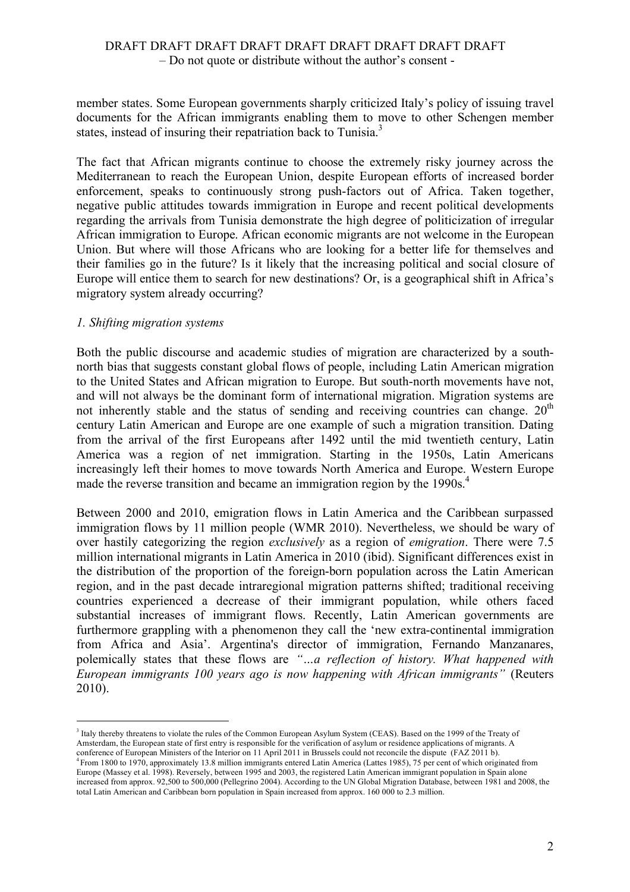member states. Some European governments sharply criticized Italy's policy of issuing travel documents for the African immigrants enabling them to move to other Schengen member states, instead of insuring their repatriation back to Tunisia.[3]

The fact that African migrants continue to choose the extremely risky journey across the Mediterranean to reach the European Union, despite European efforts of increased border enforcement, speaks to continuously strong push-factors out of Africa. Taken together, negative public attitudes towards immigration in Europe and recent political developments regarding the arrivals from Tunisia demonstrate the high degree of politicization of irregular African immigration to Europe. African economic migrants are not welcome in the European Union. But where will those Africans who are looking for a better life for themselves and their families go in the future? Is it likely that the increasing political and social closure of Europe will entice them to search for new destinations? Or, is a geographical shift in Africa's migratory system already occurring?

## *1. Shifting migration systems*

Both the public discourse and academic studies of migration are characterized by a south-north bias that suggests constant global flows of people, including Latin American migration to the United States and African migration to Europe. But south-north movements have not, and will not always be the dominant form of international migration. Migration systems are not inherently stable and the status of sending and receiving countries can change. 20th century Latin American and Europe are one example of such a migration transition. Dating from the arrival of the first Europeans after 1492 until the mid twentieth century, Latin America was a region of net immigration. Starting in the 1950s, Latin Americans increasingly left their homes to move towards North America and Europe. Western Europe made the reverse transition and became an immigration region by the 1990s.[4]

Between 2000 and 2010, emigration flows in Latin America and the Caribbean surpassed immigration flows by 11 million people (WMR 2010). Nevertheless, we should be wary of over hastily categorizing the region *exclusively* as a region of *emigration*. There were 7.5 million international migrants in Latin America in 2010 (ibid). Significant differences exist in the distribution of the proportion of the foreign-born population across the Latin American region, and in the past decade intraregional migration patterns shifted; traditional receiving countries experienced a decrease of their immigrant population, while others faced substantial increases of immigrant flows. Recently, Latin American governments are furthermore grappling with a phenomenon they call the 'new extra-continental immigration from Africa and Asia'. Argentina's director of immigration, Fernando Manzanares, polemically states that these flows are *"…a reflection of history. What happened with European immigrants 100 years ago is now happening with African immigrants"* (Reuters 2010).

---

[3] Italy thereby threatens to violate the rules of the Common European Asylum System (CEAS). Based on the 1999 of the Treaty of Amsterdam, the European state of first entry is responsible for the verification of asylum or residence applications of migrants. A conference of European Ministers of the Interior on 11 April 2011 in Brussels could not reconcile the dispute (FAZ 2011 b).

[4] From 1800 to 1970, approximately 13.8 million immigrants entered Latin America (Lattes 1985), 75 per cent of which originated from Europe (Massey et al. 1998). Reversely, between 1995 and 2003, the registered Latin American immigrant population in Spain alone increased from approx. 92,500 to 500,000 (Pellegrino 2004). According to the UN Global Migration Database, between 1981 and 2008, the total Latin American and Caribbean born population in Spain increased from approx. 160 000 to 2.3 million.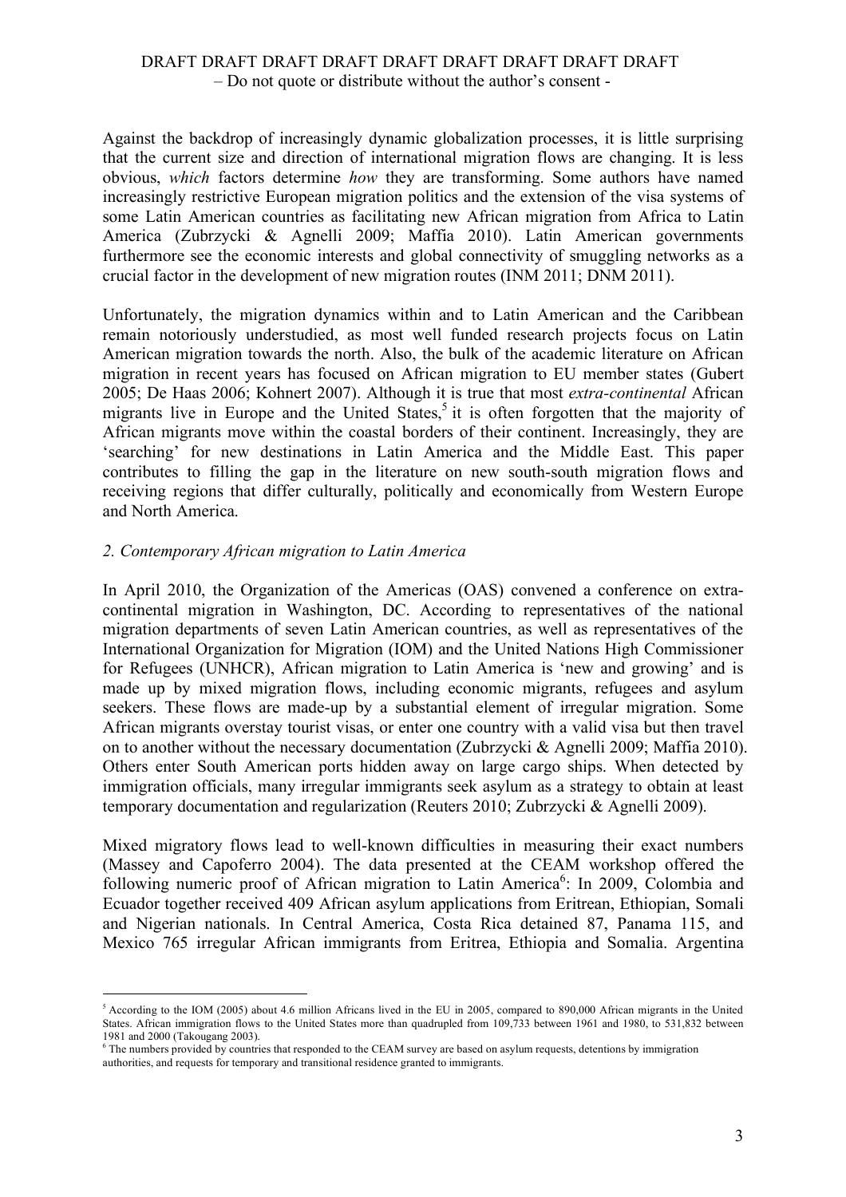Against the backdrop of increasingly dynamic globalization processes, it is little surprising that the current size and direction of international migration flows are changing. It is less obvious, *which* factors determine *how* they are transforming. Some authors have named increasingly restrictive European migration politics and the extension of the visa systems of some Latin American countries as facilitating new African migration from Africa to Latin America (Zubrzycki & Agnelli 2009; Maffia 2010). Latin American governments furthermore see the economic interests and global connectivity of smuggling networks as a crucial factor in the development of new migration routes (INM 2011; DNM 2011).

Unfortunately, the migration dynamics within and to Latin American and the Caribbean remain notoriously understudied, as most well funded research projects focus on Latin American migration towards the north. Also, the bulk of the academic literature on African migration in recent years has focused on African migration to EU member states (Gubert 2005; De Haas 2006; Kohnert 2007). Although it is true that most *extra-continental* African migrants live in Europe and the United States,[5] it is often forgotten that the majority of African migrants move within the coastal borders of their continent. Increasingly, they are 'searching' for new destinations in Latin America and the Middle East. This paper contributes to filling the gap in the literature on new south-south migration flows and receiving regions that differ culturally, politically and economically from Western Europe and North America.

## *2. Contemporary African migration to Latin America*

In April 2010, the Organization of the Americas (OAS) convened a conference on extra-continental migration in Washington, DC. According to representatives of the national migration departments of seven Latin American countries, as well as representatives of the International Organization for Migration (IOM) and the United Nations High Commissioner for Refugees (UNHCR), African migration to Latin America is 'new and growing' and is made up by mixed migration flows, including economic migrants, refugees and asylum seekers. These flows are made-up by a substantial element of irregular migration. Some African migrants overstay tourist visas, or enter one country with a valid visa but then travel on to another without the necessary documentation (Zubrzycki & Agnelli 2009; Maffia 2010). Others enter South American ports hidden away on large cargo ships. When detected by immigration officials, many irregular immigrants seek asylum as a strategy to obtain at least temporary documentation and regularization (Reuters 2010; Zubrzycki & Agnelli 2009).

Mixed migratory flows lead to well-known difficulties in measuring their exact numbers (Massey and Capoferro 2004). The data presented at the CEAM workshop offered the following numeric proof of African migration to Latin America[6]: In 2009, Colombia and Ecuador together received 409 African asylum applications from Eritrean, Ethiopian, Somali and Nigerian nationals. In Central America, Costa Rica detained 87, Panama 115, and Mexico 765 irregular African immigrants from Eritrea, Ethiopia and Somalia. Argentina

---

[5] According to the IOM (2005) about 4.6 million Africans lived in the EU in 2005, compared to 890,000 African migrants in the United States. African immigration flows to the United States more than quadrupled from 109,733 between 1961 and 1980, to 531,832 between 1981 and 2000 (Takougang 2003).

[6] The numbers provided by countries that responded to the CEAM survey are based on asylum requests, detentions by immigration authorities, and requests for temporary and transitional residence granted to immigrants.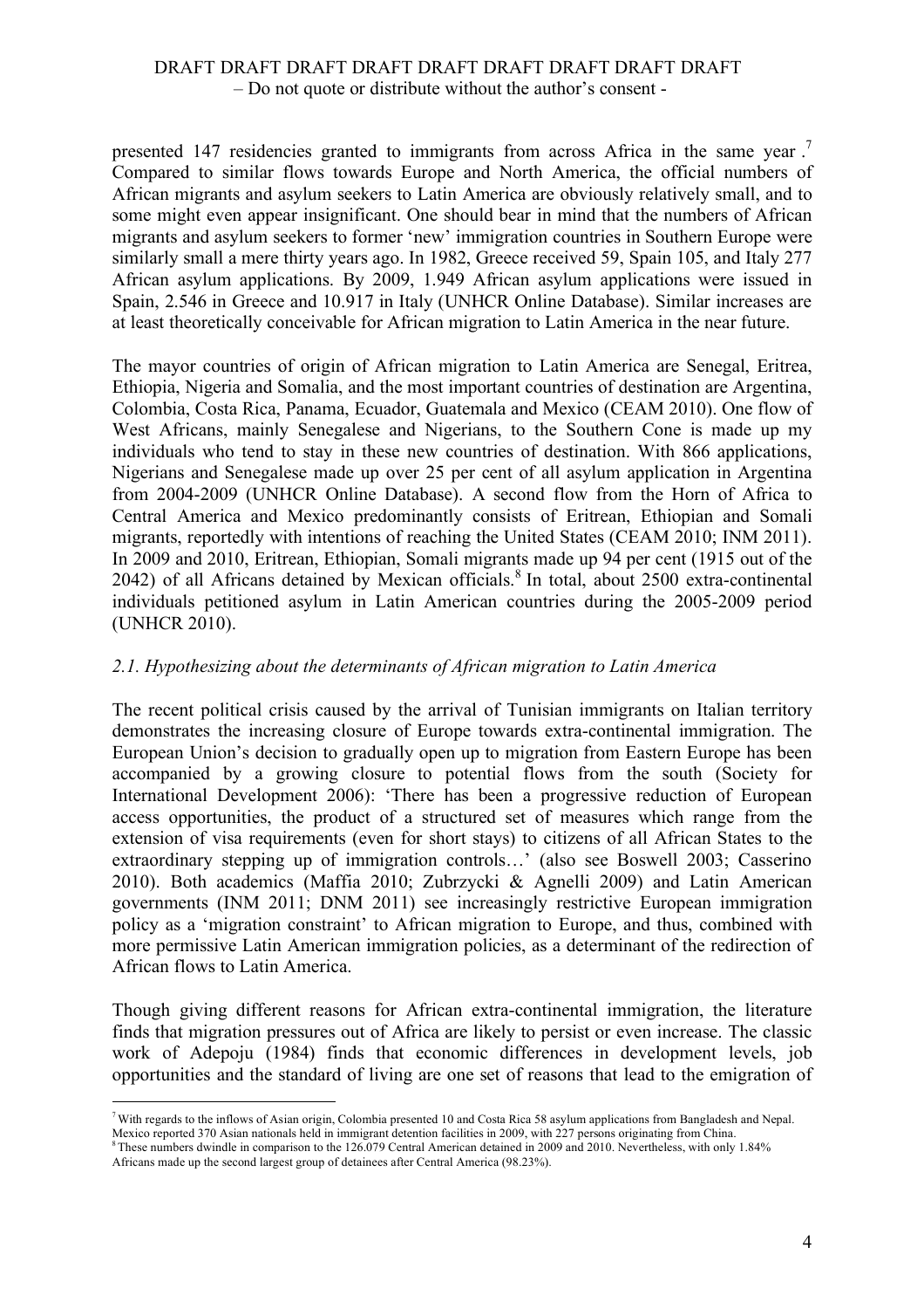presented 147 residencies granted to immigrants from across Africa in the same year .[7] Compared to similar flows towards Europe and North America, the official numbers of African migrants and asylum seekers to Latin America are obviously relatively small, and to some might even appear insignificant. One should bear in mind that the numbers of African migrants and asylum seekers to former 'new' immigration countries in Southern Europe were similarly small a mere thirty years ago. In 1982, Greece received 59, Spain 105, and Italy 277 African asylum applications. By 2009, 1.949 African asylum applications were issued in Spain, 2.546 in Greece and 10.917 in Italy (UNHCR Online Database). Similar increases are at least theoretically conceivable for African migration to Latin America in the near future.

The mayor countries of origin of African migration to Latin America are Senegal, Eritrea, Ethiopia, Nigeria and Somalia, and the most important countries of destination are Argentina, Colombia, Costa Rica, Panama, Ecuador, Guatemala and Mexico (CEAM 2010). One flow of West Africans, mainly Senegalese and Nigerians, to the Southern Cone is made up my individuals who tend to stay in these new countries of destination. With 866 applications, Nigerians and Senegalese made up over 25 per cent of all asylum application in Argentina from 2004-2009 (UNHCR Online Database). A second flow from the Horn of Africa to Central America and Mexico predominantly consists of Eritrean, Ethiopian and Somali migrants, reportedly with intentions of reaching the United States (CEAM 2010; INM 2011). In 2009 and 2010, Eritrean, Ethiopian, Somali migrants made up 94 per cent (1915 out of the 2042) of all Africans detained by Mexican officials.[8] In total, about 2500 extra-continental individuals petitioned asylum in Latin American countries during the 2005-2009 period (UNHCR 2010).

### *2.1. Hypothesizing about the determinants of African migration to Latin America*

The recent political crisis caused by the arrival of Tunisian immigrants on Italian territory demonstrates the increasing closure of Europe towards extra-continental immigration. The European Union's decision to gradually open up to migration from Eastern Europe has been accompanied by a growing closure to potential flows from the south (Society for International Development 2006): 'There has been a progressive reduction of European access opportunities, the product of a structured set of measures which range from the extension of visa requirements (even for short stays) to citizens of all African States to the extraordinary stepping up of immigration controls…' (also see Boswell 2003; Casserino 2010). Both academics (Maffia 2010; Zubrzycki & Agnelli 2009) and Latin American governments (INM 2011; DNM 2011) see increasingly restrictive European immigration policy as a 'migration constraint' to African migration to Europe, and thus, combined with more permissive Latin American immigration policies, as a determinant of the redirection of African flows to Latin America.

Though giving different reasons for African extra-continental immigration, the literature finds that migration pressures out of Africa are likely to persist or even increase. The classic work of Adepoju (1984) finds that economic differences in development levels, job opportunities and the standard of living are one set of reasons that lead to the emigration of

---

[7] With regards to the inflows of Asian origin, Colombia presented 10 and Costa Rica 58 asylum applications from Bangladesh and Nepal. Mexico reported 370 Asian nationals held in immigrant detention facilities in 2009, with 227 persons originating from China.

[8] These numbers dwindle in comparison to the 126.079 Central American detained in 2009 and 2010. Nevertheless, with only 1.84% Africans made up the second largest group of detainees after Central America (98.23%).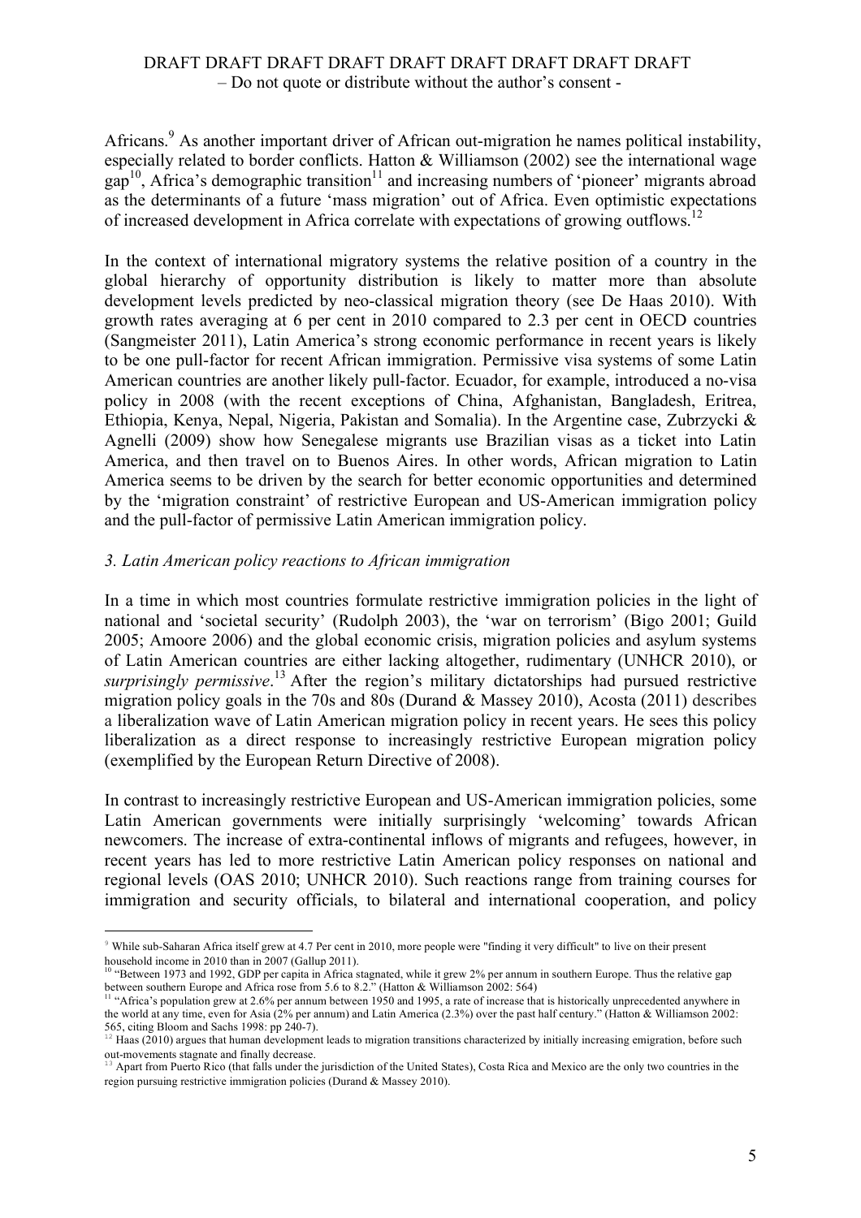Africans.[9] As another important driver of African out-migration he names political instability, especially related to border conflicts. Hatton & Williamson (2002) see the international wage gap[10], Africa's demographic transition[11] and increasing numbers of 'pioneer' migrants abroad as the determinants of a future 'mass migration' out of Africa. Even optimistic expectations of increased development in Africa correlate with expectations of growing outflows.[12]

In the context of international migratory systems the relative position of a country in the global hierarchy of opportunity distribution is likely to matter more than absolute development levels predicted by neo-classical migration theory (see De Haas 2010). With growth rates averaging at 6 per cent in 2010 compared to 2.3 per cent in OECD countries (Sangmeister 2011), Latin America's strong economic performance in recent years is likely to be one pull-factor for recent African immigration. Permissive visa systems of some Latin American countries are another likely pull-factor. Ecuador, for example, introduced a no-visa policy in 2008 (with the recent exceptions of China, Afghanistan, Bangladesh, Eritrea, Ethiopia, Kenya, Nepal, Nigeria, Pakistan and Somalia). In the Argentine case, Zubrzycki & Agnelli (2009) show how Senegalese migrants use Brazilian visas as a ticket into Latin America, and then travel on to Buenos Aires. In other words, African migration to Latin America seems to be driven by the search for better economic opportunities and determined by the 'migration constraint' of restrictive European and US-American immigration policy and the pull-factor of permissive Latin American immigration policy.

### *3. Latin American policy reactions to African immigration*

In a time in which most countries formulate restrictive immigration policies in the light of national and 'societal security' (Rudolph 2003), the 'war on terrorism' (Bigo 2001; Guild 2005; Amoore 2006) and the global economic crisis, migration policies and asylum systems of Latin American countries are either lacking altogether, rudimentary (UNHCR 2010), or *surprisingly permissive*.[13] After the region's military dictatorships had pursued restrictive migration policy goals in the 70s and 80s (Durand & Massey 2010), Acosta (2011) describes a liberalization wave of Latin American migration policy in recent years. He sees this policy liberalization as a direct response to increasingly restrictive European migration policy (exemplified by the European Return Directive of 2008).

In contrast to increasingly restrictive European and US-American immigration policies, some Latin American governments were initially surprisingly 'welcoming' towards African newcomers. The increase of extra-continental inflows of migrants and refugees, however, in recent years has led to more restrictive Latin American policy responses on national and regional levels (OAS 2010; UNHCR 2010). Such reactions range from training courses for immigration and security officials, to bilateral and international cooperation, and policy

---

[9] While sub-Saharan Africa itself grew at 4.7 Per cent in 2010, more people were "finding it very difficult" to live on their present household income in 2010 than in 2007 (Gallup 2011).

[10] "Between 1973 and 1992, GDP per capita in Africa stagnated, while it grew 2% per annum in southern Europe. Thus the relative gap between southern Europe and Africa rose from 5.6 to 8.2." (Hatton & Williamson 2002: 564)

[11] "Africa's population grew at 2.6% per annum between 1950 and 1995, a rate of increase that is historically unprecedented anywhere in the world at any time, even for Asia (2% per annum) and Latin America (2.3%) over the past half century." (Hatton & Williamson 2002: 565, citing Bloom and Sachs 1998: pp 240-7).

[12] Haas (2010) argues that human development leads to migration transitions characterized by initially increasing emigration, before such out-movements stagnate and finally decrease.

[13] Apart from Puerto Rico (that falls under the jurisdiction of the United States), Costa Rica and Mexico are the only two countries in the region pursuing restrictive immigration policies (Durand & Massey 2010).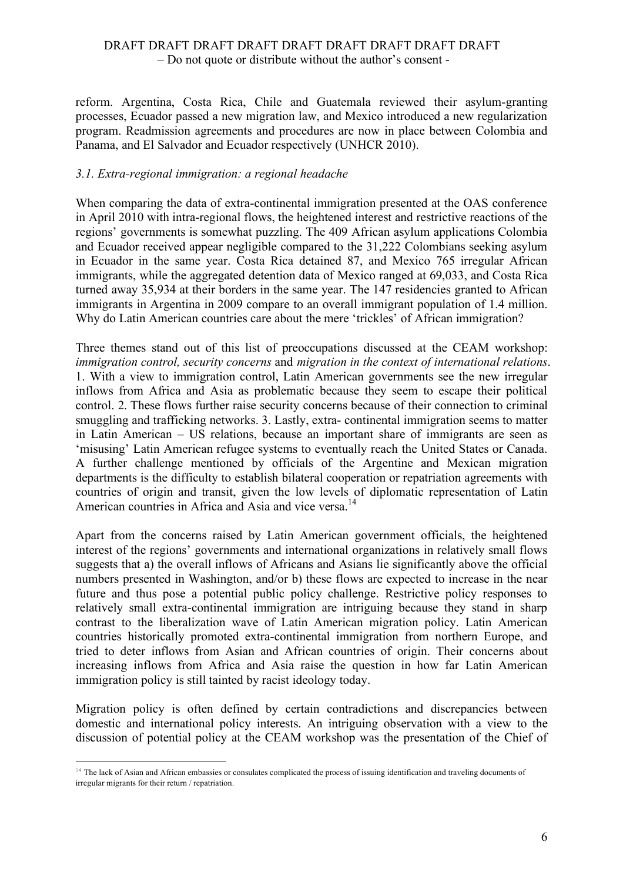reform. Argentina, Costa Rica, Chile and Guatemala reviewed their asylum-granting processes, Ecuador passed a new migration law, and Mexico introduced a new regularization program. Readmission agreements and procedures are now in place between Colombia and Panama, and El Salvador and Ecuador respectively (UNHCR 2010).

### *3.1. Extra-regional immigration: a regional headache*

When comparing the data of extra-continental immigration presented at the OAS conference in April 2010 with intra-regional flows, the heightened interest and restrictive reactions of the regions' governments is somewhat puzzling. The 409 African asylum applications Colombia and Ecuador received appear negligible compared to the 31,222 Colombians seeking asylum in Ecuador in the same year. Costa Rica detained 87, and Mexico 765 irregular African immigrants, while the aggregated detention data of Mexico ranged at 69,033, and Costa Rica turned away 35,934 at their borders in the same year. The 147 residencies granted to African immigrants in Argentina in 2009 compare to an overall immigrant population of 1.4 million. Why do Latin American countries care about the mere 'trickles' of African immigration?

Three themes stand out of this list of preoccupations discussed at the CEAM workshop: *immigration control, security concerns* and *migration in the context of international relations*. 1. With a view to immigration control, Latin American governments see the new irregular inflows from Africa and Asia as problematic because they seem to escape their political control. 2. These flows further raise security concerns because of their connection to criminal smuggling and trafficking networks. 3. Lastly, extra- continental immigration seems to matter in Latin American – US relations, because an important share of immigrants are seen as 'misusing' Latin American refugee systems to eventually reach the United States or Canada. A further challenge mentioned by officials of the Argentine and Mexican migration departments is the difficulty to establish bilateral cooperation or repatriation agreements with countries of origin and transit, given the low levels of diplomatic representation of Latin American countries in Africa and Asia and vice versa.[14]

Apart from the concerns raised by Latin American government officials, the heightened interest of the regions' governments and international organizations in relatively small flows suggests that a) the overall inflows of Africans and Asians lie significantly above the official numbers presented in Washington, and/or b) these flows are expected to increase in the near future and thus pose a potential public policy challenge. Restrictive policy responses to relatively small extra-continental immigration are intriguing because they stand in sharp contrast to the liberalization wave of Latin American migration policy. Latin American countries historically promoted extra-continental immigration from northern Europe, and tried to deter inflows from Asian and African countries of origin. Their concerns about increasing inflows from Africa and Asia raise the question in how far Latin American immigration policy is still tainted by racist ideology today.

Migration policy is often defined by certain contradictions and discrepancies between domestic and international policy interests. An intriguing observation with a view to the discussion of potential policy at the CEAM workshop was the presentation of the Chief of

[14] The lack of Asian and African embassies or consulates complicated the process of issuing identification and traveling documents of irregular migrants for their return / repatriation.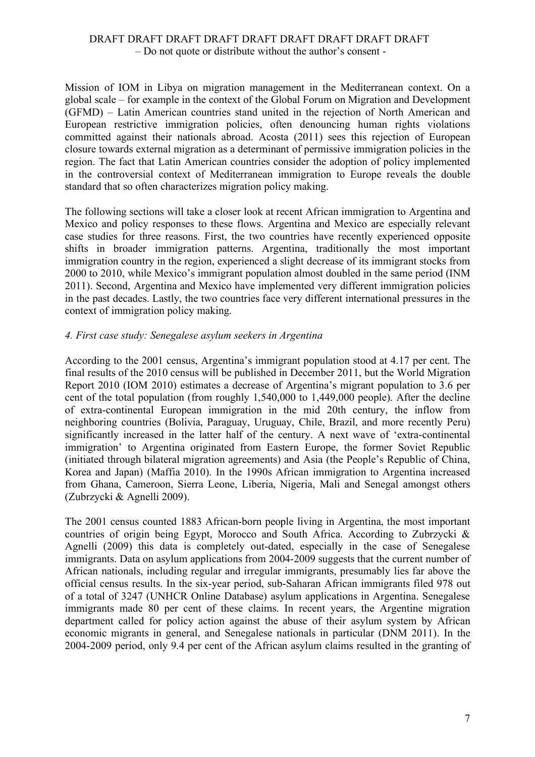Mission of IOM in Libya on migration management in the Mediterranean context. On a global scale – for example in the context of the Global Forum on Migration and Development (GFMD) – Latin American countries stand united in the rejection of North American and European restrictive immigration policies, often denouncing human rights violations committed against their nationals abroad. Acosta (2011) sees this rejection of European closure towards external migration as a determinant of permissive immigration policies in the region. The fact that Latin American countries consider the adoption of policy implemented in the controversial context of Mediterranean immigration to Europe reveals the double standard that so often characterizes migration policy making.

The following sections will take a closer look at recent African immigration to Argentina and Mexico and policy responses to these flows. Argentina and Mexico are especially relevant case studies for three reasons. First, the two countries have recently experienced opposite shifts in broader immigration patterns. Argentina, traditionally the most important immigration country in the region, experienced a slight decrease of its immigrant stocks from 2000 to 2010, while Mexico's immigrant population almost doubled in the same period (INM 2011). Second, Argentina and Mexico have implemented very different immigration policies in the past decades. Lastly, the two countries face very different international pressures in the context of immigration policy making.

### *4. First case study: Senegalese asylum seekers in Argentina*

According to the 2001 census, Argentina's immigrant population stood at 4.17 per cent. The final results of the 2010 census will be published in December 2011, but the World Migration Report 2010 (IOM 2010) estimates a decrease of Argentina's migrant population to 3.6 per cent of the total population (from roughly 1,540,000 to 1,449,000 people). After the decline of extra-continental European immigration in the mid 20th century, the inflow from neighboring countries (Bolivia, Paraguay, Uruguay, Chile, Brazil, and more recently Peru) significantly increased in the latter half of the century. A next wave of 'extra-continental immigration' to Argentina originated from Eastern Europe, the former Soviet Republic (initiated through bilateral migration agreements) and Asia (the People's Republic of China, Korea and Japan) (Maffia 2010). In the 1990s African immigration to Argentina increased from Ghana, Cameroon, Sierra Leone, Liberia, Nigeria, Mali and Senegal amongst others (Zubrzycki & Agnelli 2009).

The 2001 census counted 1883 African-born people living in Argentina, the most important countries of origin being Egypt, Morocco and South Africa. According to Zubrzycki & Agnelli (2009) this data is completely out-dated, especially in the case of Senegalese immigrants. Data on asylum applications from 2004-2009 suggests that the current number of African nationals, including regular and irregular immigrants, presumably lies far above the official census results. In the six-year period, sub-Saharan African immigrants filed 978 out of a total of 3247 (UNHCR Online Database) asylum applications in Argentina. Senegalese immigrants made 80 per cent of these claims. In recent years, the Argentine migration department called for policy action against the abuse of their asylum system by African economic migrants in general, and Senegalese nationals in particular (DNM 2011). In the 2004-2009 period, only 9.4 per cent of the African asylum claims resulted in the granting of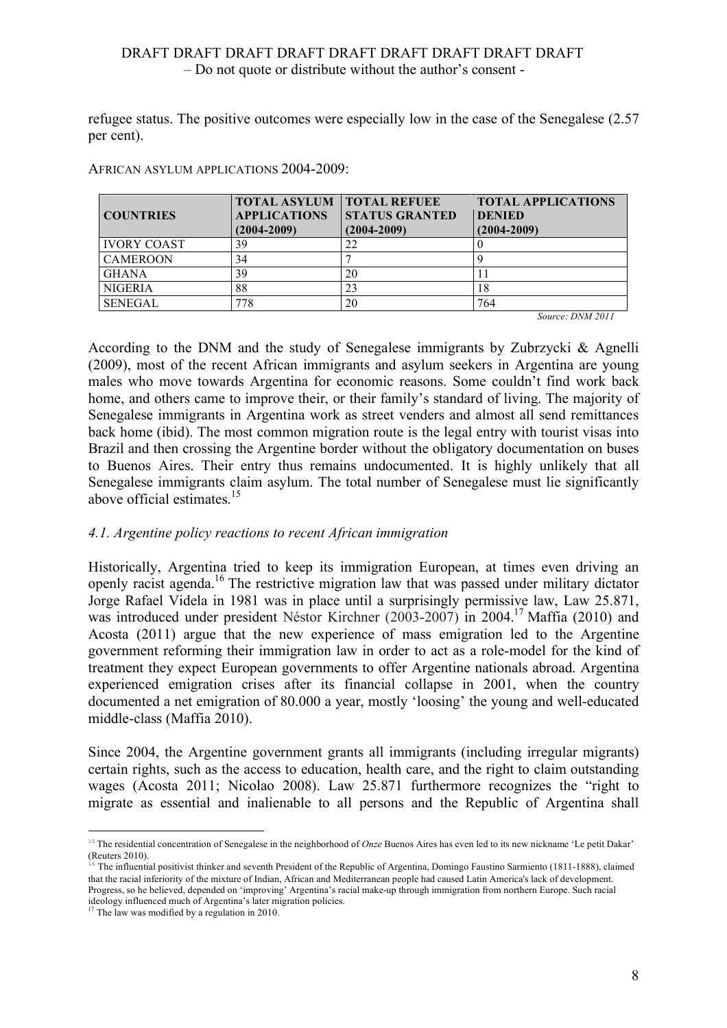refugee status. The positive outcomes were especially low in the case of the Senegalese (2.57 per cent).

AFRICAN ASYLUM APPLICATIONS 2004-2009:

| COUNTRIES | TOTAL ASYLUM APPLICATIONS (2004-2009) | TOTAL REFUEE STATUS GRANTED (2004-2009) | TOTAL APPLICATIONS DENIED (2004-2009) |
|---|---|---|---|
| IVORY COAST | 39 | 22 | 0 |
| CAMEROON | 34 | 7 | 9 |
| GHANA | 39 | 20 | 11 |
| NIGERIA | 88 | 23 | 18 |
| SENEGAL | 778 | 20 | 764 |

*Source: DNM 2011*

According to the DNM and the study of Senegalese immigrants by Zubrzycki & Agnelli (2009), most of the recent African immigrants and asylum seekers in Argentina are young males who move towards Argentina for economic reasons. Some couldn't find work back home, and others came to improve their, or their family's standard of living. The majority of Senegalese immigrants in Argentina work as street venders and almost all send remittances back home (ibid). The most common migration route is the legal entry with tourist visas into Brazil and then crossing the Argentine border without the obligatory documentation on buses to Buenos Aires. Their entry thus remains undocumented. It is highly unlikely that all Senegalese immigrants claim asylum. The total number of Senegalese must lie significantly above official estimates.[15]

### *4.1. Argentine policy reactions to recent African immigration*

Historically, Argentina tried to keep its immigration European, at times even driving an openly racist agenda.[16] The restrictive migration law that was passed under military dictator Jorge Rafael Videla in 1981 was in place until a surprisingly permissive law, Law 25.871, was introduced under president Néstor Kirchner (2003-2007) in 2004.[17] Maffia (2010) and Acosta (2011) argue that the new experience of mass emigration led to the Argentine government reforming their immigration law in order to act as a role-model for the kind of treatment they expect European governments to offer Argentine nationals abroad. Argentina experienced emigration crises after its financial collapse in 2001, when the country documented a net emigration of 80.000 a year, mostly 'loosing' the young and well-educated middle-class (Maffia 2010).

Since 2004, the Argentine government grants all immigrants (including irregular migrants) certain rights, such as the access to education, health care, and the right to claim outstanding wages (Acosta 2011; Nicolao 2008). Law 25.871 furthermore recognizes the "right to migrate as essential and inalienable to all persons and the Republic of Argentina shall

---

[15] The residential concentration of Senegalese in the neighborhood of *Onze* Buenos Aires has even led to its new nickname 'Le petit Dakar' (Reuters 2010).

[16] The influential positivist thinker and seventh President of the Republic of Argentina, Domingo Faustino Sarmiento (1811-1888), claimed that the racial inferiority of the mixture of Indian, African and Mediterranean people had caused Latin America's lack of development. Progress, so he believed, depended on 'improving' Argentina's racial make-up through immigration from northern Europe. Such racial ideology influenced much of Argentina's later migration policies.

[17] The law was modified by a regulation in 2010.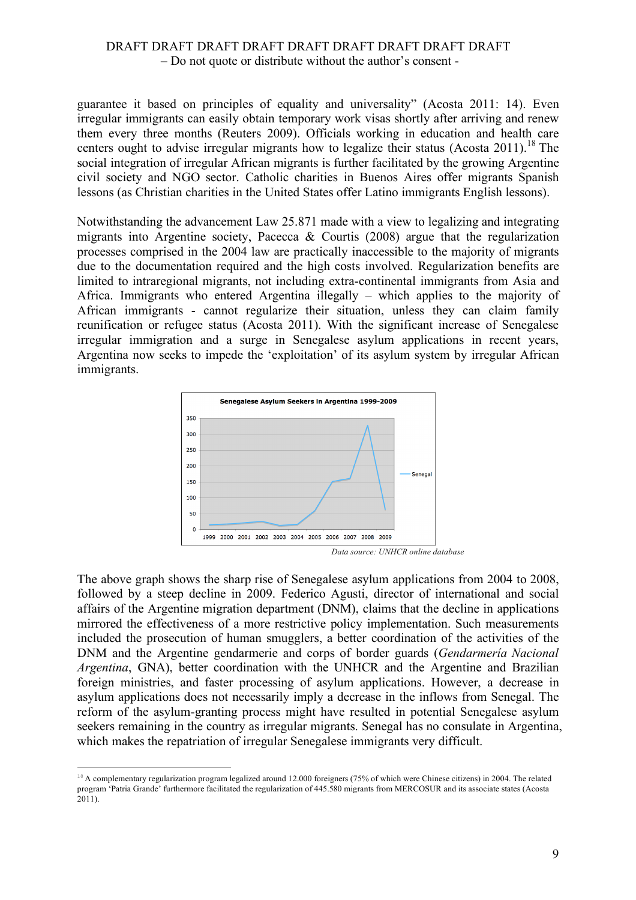guarantee it based on principles of equality and universality" (Acosta 2011: 14). Even irregular immigrants can easily obtain temporary work visas shortly after arriving and renew them every three months (Reuters 2009). Officials working in education and health care centers ought to advise irregular migrants how to legalize their status (Acosta 2011).[18] The social integration of irregular African migrants is further facilitated by the growing Argentine civil society and NGO sector. Catholic charities in Buenos Aires offer migrants Spanish lessons (as Christian charities in the United States offer Latino immigrants English lessons).

Notwithstanding the advancement Law 25.871 made with a view to legalizing and integrating migrants into Argentine society, Pacecca & Courtis (2008) argue that the regularization processes comprised in the 2004 law are practically inaccessible to the majority of migrants due to the documentation required and the high costs involved. Regularization benefits are limited to intraregional migrants, not including extra-continental immigrants from Asia and Africa. Immigrants who entered Argentina illegally – which applies to the majority of African immigrants - cannot regularize their situation, unless they can claim family reunification or refugee status (Acosta 2011). With the significant increase of Senegalese irregular immigration and a surge in Senegalese asylum applications in recent years, Argentina now seeks to impede the 'exploitation' of its asylum system by irregular African immigrants.

*Data source: UNHCR online database*

The above graph shows the sharp rise of Senegalese asylum applications from 2004 to 2008, followed by a steep decline in 2009. Federico Agusti, director of international and social affairs of the Argentine migration department (DNM), claims that the decline in applications mirrored the effectiveness of a more restrictive policy implementation. Such measurements included the prosecution of human smugglers, a better coordination of the activities of the DNM and the Argentine gendarmerie and corps of border guards (*Gendarmería Nacional Argentina*, GNA), better coordination with the UNHCR and the Argentine and Brazilian foreign ministries, and faster processing of asylum applications. However, a decrease in asylum applications does not necessarily imply a decrease in the inflows from Senegal. The reform of the asylum-granting process might have resulted in potential Senegalese asylum seekers remaining in the country as irregular migrants. Senegal has no consulate in Argentina, which makes the repatriation of irregular Senegalese immigrants very difficult.

---

[18] A complementary regularization program legalized around 12.000 foreigners (75% of which were Chinese citizens) in 2004. The related program 'Patria Grande' furthermore facilitated the regularization of 445.580 migrants from MERCOSUR and its associate states (Acosta 2011).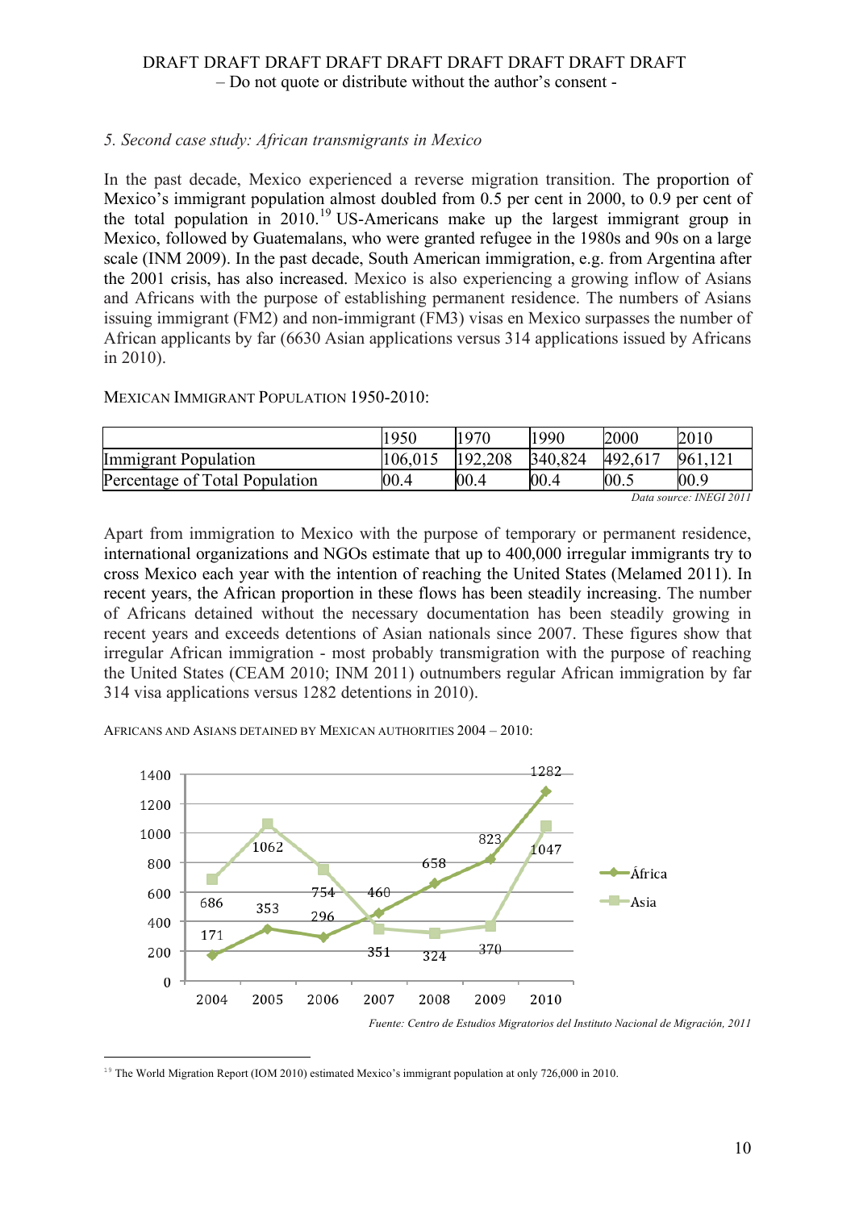*5. Second case study: African transmigrants in Mexico*

In the past decade, Mexico experienced a reverse migration transition. The proportion of Mexico's immigrant population almost doubled from 0.5 per cent in 2000, to 0.9 per cent of the total population in 2010.[19] US-Americans make up the largest immigrant group in Mexico, followed by Guatemalans, who were granted refugee in the 1980s and 90s on a large scale (INM 2009). In the past decade, South American immigration, e.g. from Argentina after the 2001 crisis, has also increased. Mexico is also experiencing a growing inflow of Asians and Africans with the purpose of establishing permanent residence. The numbers of Asians issuing immigrant (FM2) and non-immigrant (FM3) visas en Mexico surpasses the number of African applicants by far (6630 Asian applications versus 314 applications issued by Africans in 2010).

MEXICAN IMMIGRANT POPULATION 1950-2010:

| | 1950 | 1970 | 1990 | 2000 | 2010 |
|---|---|---|---|---|---|
| Immigrant Population | 106,015 | 192,208 | 340,824 | 492,617 | 961,121 |
| Percentage of Total Population | 00.4 | 00.4 | 00.4 | 00.5 | 00.9 |

*Data source: INEGI 2011*

Apart from immigration to Mexico with the purpose of temporary or permanent residence, international organizations and NGOs estimate that up to 400,000 irregular immigrants try to cross Mexico each year with the intention of reaching the United States (Melamed 2011). In recent years, the African proportion in these flows has been steadily increasing. The number of Africans detained without the necessary documentation has been steadily growing in recent years and exceeds detentions of Asian nationals since 2007. These figures show that irregular African immigration - most probably transmigration with the purpose of reaching the United States (CEAM 2010; INM 2011) outnumbers regular African immigration by far 314 visa applications versus 1282 detentions in 2010).

AFRICANS AND ASIANS DETAINED BY MEXICAN AUTHORITIES 2004 – 2010:

| | 2004 | 2005 | 2006 | 2007 | 2008 | 2009 | 2010 |
|---|---|---|---|---|---|---|---|
| África | 171 | 353 | 296 | 460 | 658 | 823 | 1282 |
| Asia | 686 | 1062 | 754 | 351 | 324 | 370 | 1047 |

*Fuente: Centro de Estudios Migratorios del Instituto Nacional de Migración, 2011*

[19] The World Migration Report (IOM 2010) estimated Mexico's immigrant population at only 726,000 in 2010.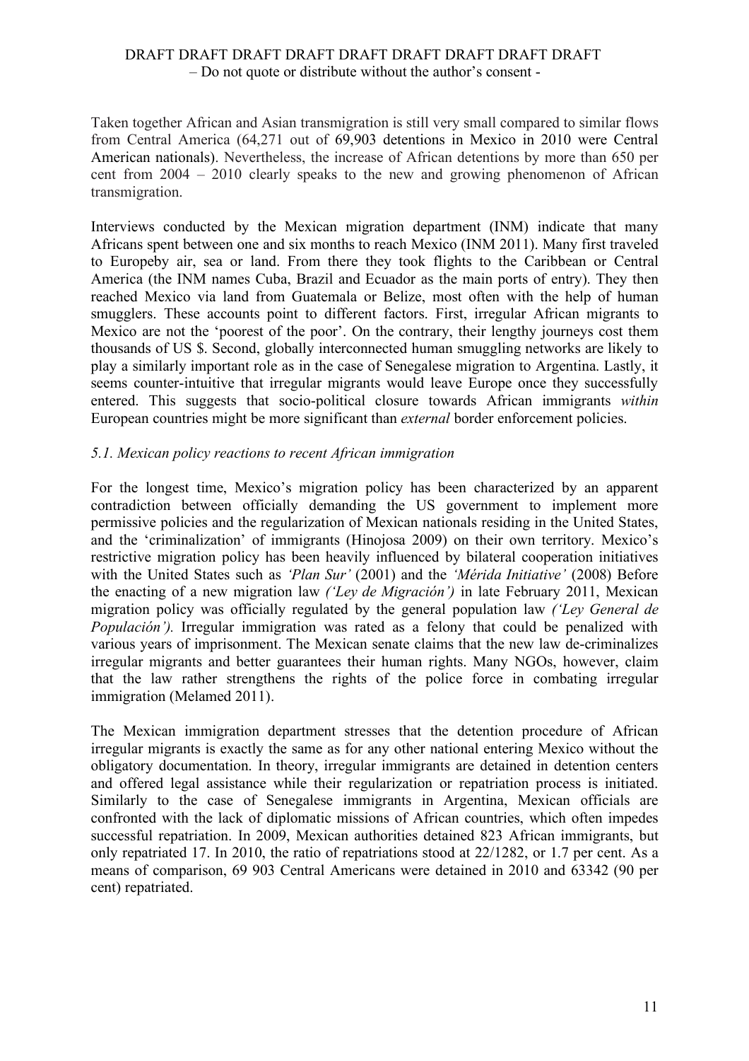Taken together African and Asian transmigration is still very small compared to similar flows from Central America (64,271 out of 69,903 detentions in Mexico in 2010 were Central American nationals). Nevertheless, the increase of African detentions by more than 650 per cent from 2004 – 2010 clearly speaks to the new and growing phenomenon of African transmigration.

Interviews conducted by the Mexican migration department (INM) indicate that many Africans spent between one and six months to reach Mexico (INM 2011). Many first traveled to Europeby air, sea or land. From there they took flights to the Caribbean or Central America (the INM names Cuba, Brazil and Ecuador as the main ports of entry). They then reached Mexico via land from Guatemala or Belize, most often with the help of human smugglers. These accounts point to different factors. First, irregular African migrants to Mexico are not the 'poorest of the poor'. On the contrary, their lengthy journeys cost them thousands of US $. Second, globally interconnected human smuggling networks are likely to play a similarly important role as in the case of Senegalese migration to Argentina. Lastly, it seems counter-intuitive that irregular migrants would leave Europe once they successfully entered. This suggests that socio-political closure towards African immigrants *within* European countries might be more significant than *external* border enforcement policies.

### *5.1. Mexican policy reactions to recent African immigration*

For the longest time, Mexico's migration policy has been characterized by an apparent contradiction between officially demanding the US government to implement more permissive policies and the regularization of Mexican nationals residing in the United States, and the 'criminalization' of immigrants (Hinojosa 2009) on their own territory. Mexico's restrictive migration policy has been heavily influenced by bilateral cooperation initiatives with the United States such as *'Plan Sur'* (2001) and the *'Mérida Initiative'* (2008) Before the enacting of a new migration law *('Ley de Migración')* in late February 2011, Mexican migration policy was officially regulated by the general population law *('Ley General de Población').* Irregular immigration was rated as a felony that could be penalized with various years of imprisonment. The Mexican senate claims that the new law de-criminalizes irregular migrants and better guarantees their human rights. Many NGOs, however, claim that the law rather strengthens the rights of the police force in combating irregular immigration (Melamed 2011).

The Mexican immigration department stresses that the detention procedure of African irregular migrants is exactly the same as for any other national entering Mexico without the obligatory documentation. In theory, irregular immigrants are detained in detention centers and offered legal assistance while their regularization or repatriation process is initiated. Similarly to the case of Senegalese immigrants in Argentina, Mexican officials are confronted with the lack of diplomatic missions of African countries, which often impedes successful repatriation. In 2009, Mexican authorities detained 823 African immigrants, but only repatriated 17. In 2010, the ratio of repatriations stood at 22/1282, or 1.7 per cent. As a means of comparison, 69 903 Central Americans were detained in 2010 and 63342 (90 per cent) repatriated.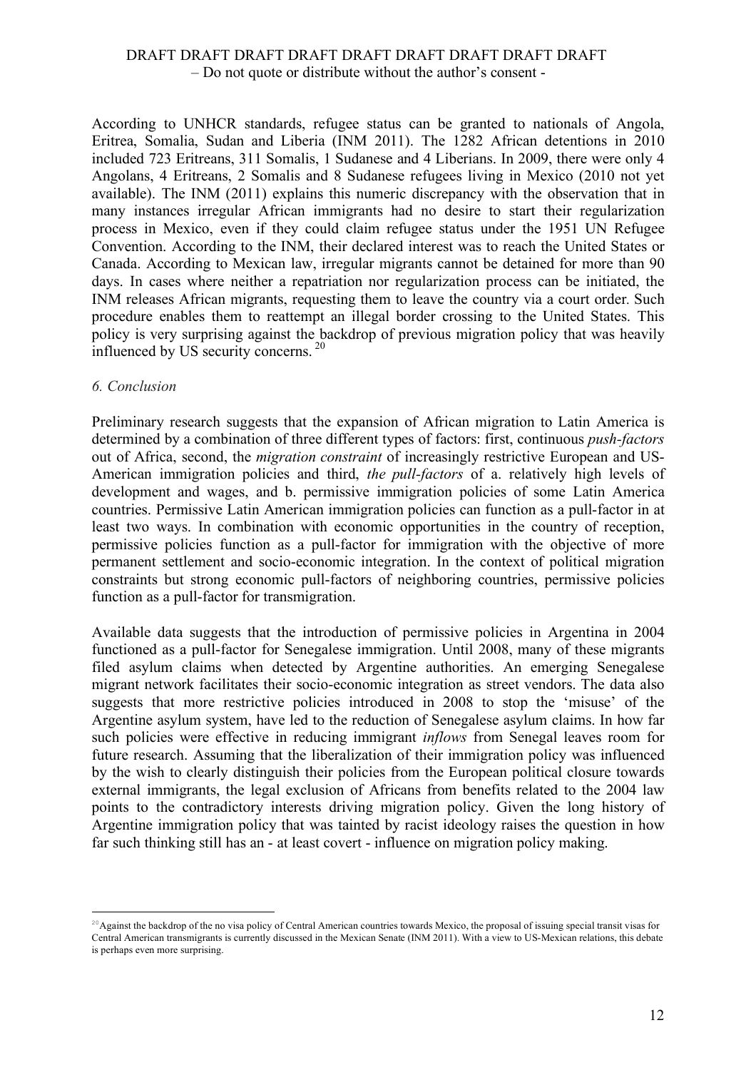According to UNHCR standards, refugee status can be granted to nationals of Angola, Eritrea, Somalia, Sudan and Liberia (INM 2011). The 1282 African detentions in 2010 included 723 Eritreans, 311 Somalis, 1 Sudanese and 4 Liberians. In 2009, there were only 4 Angolans, 4 Eritreans, 2 Somalis and 8 Sudanese refugees living in Mexico (2010 not yet available). The INM (2011) explains this numeric discrepancy with the observation that in many instances irregular African immigrants had no desire to start their regularization process in Mexico, even if they could claim refugee status under the 1951 UN Refugee Convention. According to the INM, their declared interest was to reach the United States or Canada. According to Mexican law, irregular migrants cannot be detained for more than 90 days. In cases where neither a repatriation nor regularization process can be initiated, the INM releases African migrants, requesting them to leave the country via a court order. Such procedure enables them to reattempt an illegal border crossing to the United States. This policy is very surprising against the backdrop of previous migration policy that was heavily influenced by US security concerns. [20]

### *6. Conclusion*

Preliminary research suggests that the expansion of African migration to Latin America is determined by a combination of three different types of factors: first, continuous *push-factors* out of Africa, second, the *migration constraint* of increasingly restrictive European and US-American immigration policies and third, *the pull-factors* of a. relatively high levels of development and wages, and b. permissive immigration policies of some Latin America countries. Permissive Latin American immigration policies can function as a pull-factor in at least two ways. In combination with economic opportunities in the country of reception, permissive policies function as a pull-factor for immigration with the objective of more permanent settlement and socio-economic integration. In the context of political migration constraints but strong economic pull-factors of neighboring countries, permissive policies function as a pull-factor for transmigration.

Available data suggests that the introduction of permissive policies in Argentina in 2004 functioned as a pull-factor for Senegalese immigration. Until 2008, many of these migrants filed asylum claims when detected by Argentine authorities. An emerging Senegalese migrant network facilitates their socio-economic integration as street vendors. The data also suggests that more restrictive policies introduced in 2008 to stop the 'misuse' of the Argentine asylum system, have led to the reduction of Senegalese asylum claims. In how far such policies were effective in reducing immigrant *inflows* from Senegal leaves room for future research. Assuming that the liberalization of their immigration policy was influenced by the wish to clearly distinguish their policies from the European political closure towards external immigrants, the legal exclusion of Africans from benefits related to the 2004 law points to the contradictory interests driving migration policy. Given the long history of Argentine immigration policy that was tainted by racist ideology raises the question in how far such thinking still has an - at least covert - influence on migration policy making.

---

[20] Against the backdrop of the no visa policy of Central American countries towards Mexico, the proposal of issuing special transit visas for Central American transmigrants is currently discussed in the Mexican Senate (INM 2011). With a view to US-Mexican relations, this debate is perhaps even more surprising.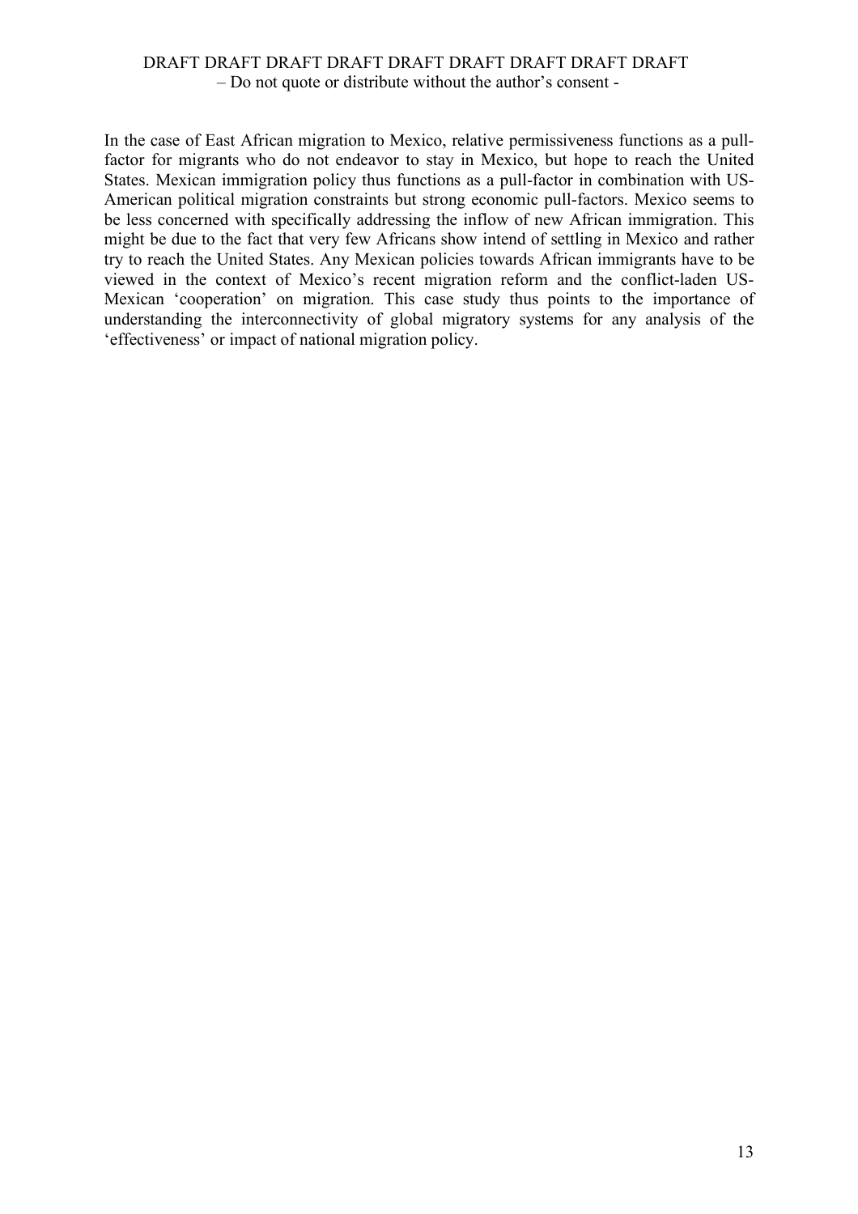In the case of East African migration to Mexico, relative permissiveness functions as a pull-factor for migrants who do not endeavor to stay in Mexico, but hope to reach the United States. Mexican immigration policy thus functions as a pull-factor in combination with US-American political migration constraints but strong economic pull-factors. Mexico seems to be less concerned with specifically addressing the inflow of new African immigration. This might be due to the fact that very few Africans show intend of settling in Mexico and rather try to reach the United States. Any Mexican policies towards African immigrants have to be viewed in the context of Mexico's recent migration reform and the conflict-laden US-Mexican 'cooperation' on migration. This case study thus points to the importance of understanding the interconnectivity of global migratory systems for any analysis of the 'effectiveness' or impact of national migration policy.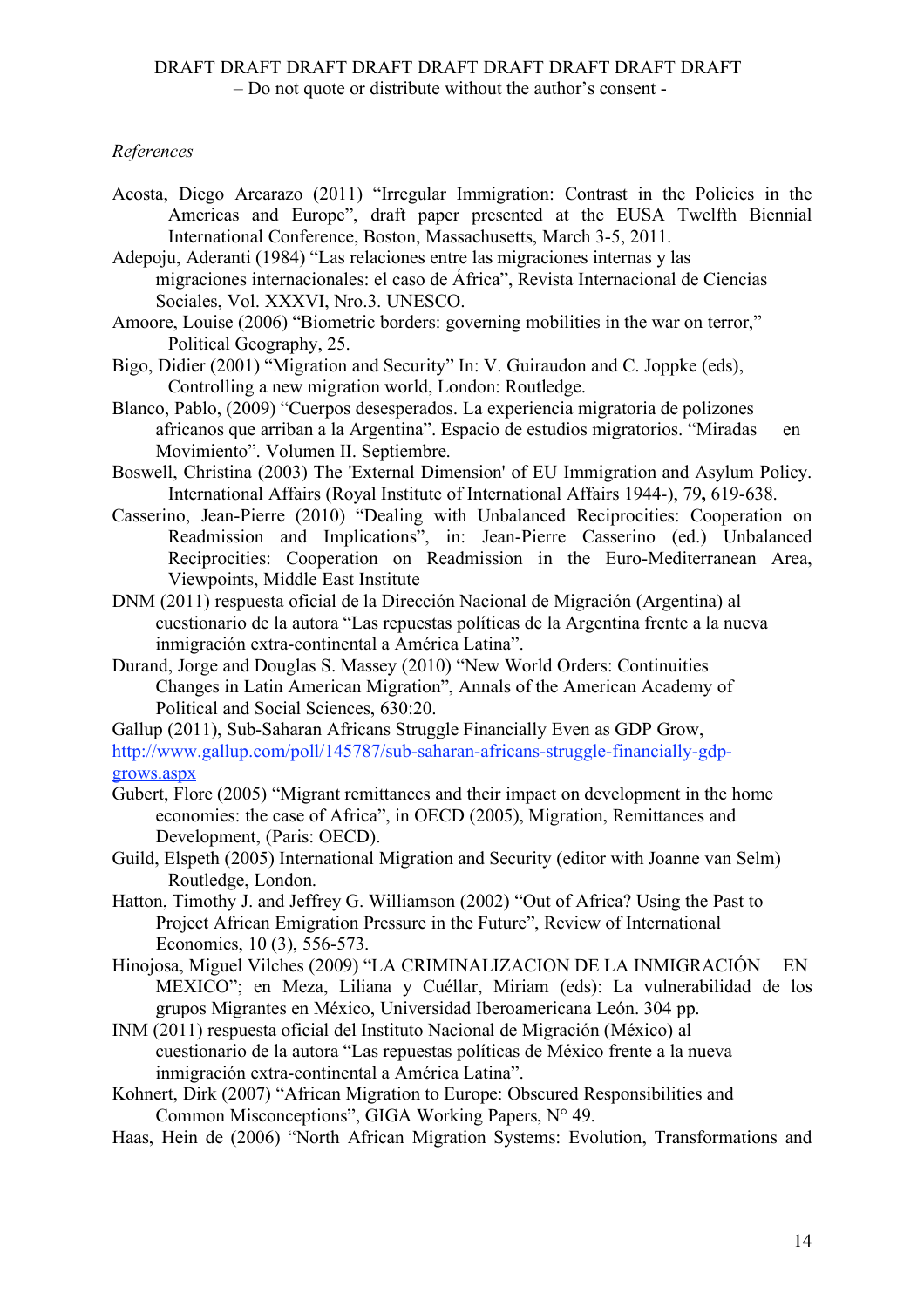*References*

Acosta, Diego Arcarazo (2011) "Irregular Immigration: Contrast in the Policies in the Americas and Europe", draft paper presented at the EUSA Twelfth Biennial International Conference, Boston, Massachusetts, March 3-5, 2011.

Adepoju, Aderanti (1984) "Las relaciones entre las migraciones internas y las migraciones internacionales: el caso de África", Revista Internacional de Ciencias Sociales, Vol. XXXVI, Nro.3. UNESCO.

Amoore, Louise (2006) "Biometric borders: governing mobilities in the war on terror," Political Geography, 25.

Bigo, Didier (2001) "Migration and Security" In: V. Guiraudon and C. Joppke (eds), Controlling a new migration world, London: Routledge.

Blanco, Pablo, (2009) "Cuerpos desesperados. La experiencia migratoria de polizones africanos que arriban a la Argentina". Espacio de estudios migratorios. "Miradas en Movimiento". Volumen II. Septiembre.

Boswell, Christina (2003) The 'External Dimension' of EU Immigration and Asylum Policy. International Affairs (Royal Institute of International Affairs 1944-), 79**,** 619-638.

Casserino, Jean-Pierre (2010) "Dealing with Unbalanced Reciprocities: Cooperation on Readmission and Implications", in: Jean-Pierre Casserino (ed.) Unbalanced Reciprocities: Cooperation on Readmission in the Euro-Mediterranean Area, Viewpoints, Middle East Institute

DNM (2011) respuesta oficial de la Dirección Nacional de Migración (Argentina) al cuestionario de la autora "Las repuestas políticas de la Argentina frente a la nueva inmigración extra-continental a América Latina".

Durand, Jorge and Douglas S. Massey (2010) "New World Orders: Continuities Changes in Latin American Migration", Annals of the American Academy of Political and Social Sciences, 630:20.

Gallup (2011), Sub-Saharan Africans Struggle Financially Even as GDP Grow, http://www.gallup.com/poll/145787/sub-saharan-africans-struggle-financially-gdp-grows.aspx

Gubert, Flore (2005) "Migrant remittances and their impact on development in the home economies: the case of Africa", in OECD (2005), Migration, Remittances and Development, (Paris: OECD).

Guild, Elspeth (2005) International Migration and Security (editor with Joanne van Selm) Routledge, London.

Hatton, Timothy J. and Jeffrey G. Williamson (2002) "Out of Africa? Using the Past to Project African Emigration Pressure in the Future", Review of International Economics, 10 (3), 556-573.

Hinojosa, Miguel Vilches (2009) "LA CRIMINALIZACION DE LA INMIGRACIÓN EN MEXICO"; en Meza, Liliana y Cuéllar, Miriam (eds): La vulnerabilidad de los grupos Migrantes en México, Universidad Iberoamericana León. 304 pp.

INM (2011) respuesta oficial del Instituto Nacional de Migración (México) al cuestionario de la autora "Las repuestas políticas de México frente a la nueva inmigración extra-continental a América Latina".

Kohnert, Dirk (2007) "African Migration to Europe: Obscured Responsibilities and Common Misconceptions", GIGA Working Papers, N° 49.

Haas, Hein de (2006) "North African Migration Systems: Evolution, Transformations and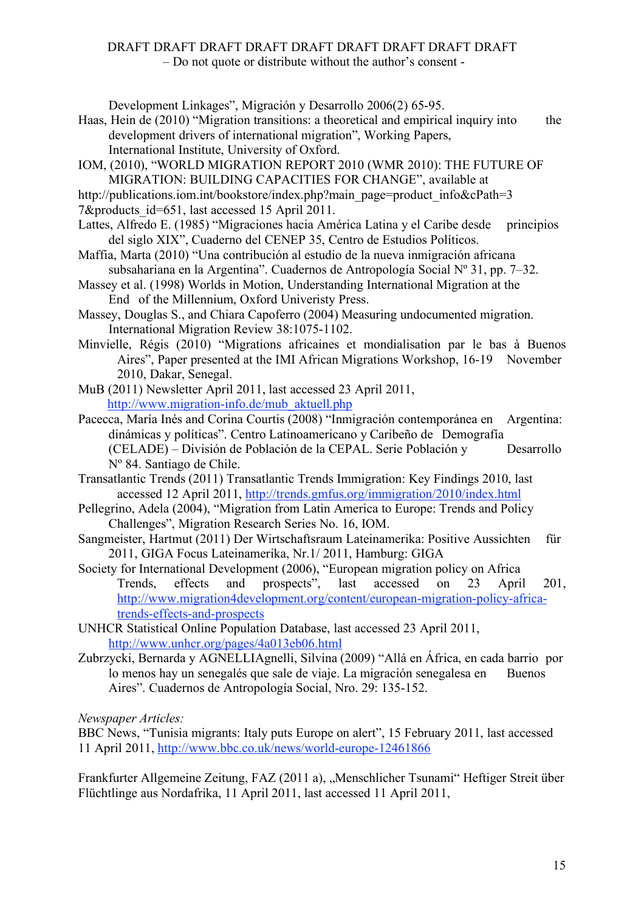Development Linkages", Migración y Desarrollo 2006(2) 65-95.

Haas, Hein de (2010) "Migration transitions: a theoretical and empirical inquiry into the development drivers of international migration", Working Papers, International Institute, University of Oxford.

IOM, (2010), "WORLD MIGRATION REPORT 2010 (WMR 2010): THE FUTURE OF MIGRATION: BUILDING CAPACITIES FOR CHANGE", available at http://publications.iom.int/bookstore/index.php?main_page=product_info&cPath=37&products_id=651, last accessed 15 April 2011.

Lattes, Alfredo E. (1985) "Migraciones hacia América Latina y el Caribe desde principios del siglo XIX", Cuaderno del CENEP 35, Centro de Estudios Políticos.

Maffia, Marta (2010) "Una contribución al estudio de la nueva inmigración africana subsahariana en la Argentina". Cuadernos de Antropología Social Nº 31, pp. 7–32.

Massey et al. (1998) Worlds in Motion, Understanding International Migration at the End of the Millennium, Oxford Univeristy Press.

Massey, Douglas S., and Chiara Capoferro (2004) Measuring undocumented migration. International Migration Review 38:1075-1102.

Minvielle, Régis (2010) "Migrations africaines et mondialisation par le bas à Buenos Aires", Paper presented at the IMI African Migrations Workshop, 16-19 November 2010, Dakar, Senegal.

MuB (2011) Newsletter April 2011, last accessed 23 April 2011, http://www.migration-info.de/mub_aktuell.php

Pacecca, María Inés and Corina Courtis (2008) "Inmigración contemporánea en Argentina: dinámicas y políticas". Centro Latinoamericano y Caribeño de Demografía (CELADE) – División de Población de la CEPAL. Serie Población y Desarrollo Nº 84. Santiago de Chile.

Transatlantic Trends (2011) Transatlantic Trends Immigration: Key Findings 2010, last accessed 12 April 2011, http://trends.gmfus.org/immigration/2010/index.html

Pellegrino, Adela (2004), "Migration from Latin America to Europe: Trends and Policy Challenges", Migration Research Series No. 16, IOM.

Sangmeister, Hartmut (2011) Der Wirtschaftsraum Lateinamerika: Positive Aussichten für 2011, GIGA Focus Lateinamerika, Nr.1/ 2011, Hamburg: GIGA

Society for International Development (2006), "European migration policy on Africa Trends, effects and prospects", last accessed on 23 April 201, http://www.migration4development.org/content/european-migration-policy-africa-trends-effects-and-prospects

UNHCR Statistical Online Population Database, last accessed 23 April 2011, http://www.unhcr.org/pages/4a013eb06.html

Zubrzycki, Bernarda y AGNELLIAgnelli, Silvina (2009) "Allá en África, en cada barrio por lo menos hay un senegalés que sale de viaje. La migración senegalesa en Buenos Aires". Cuadernos de Antropología Social, Nro. 29: 135-152.

*Newspaper Articles:*

BBC News, "Tunisia migrants: Italy puts Europe on alert", 15 February 2011, last accessed 11 April 2011, http://www.bbc.co.uk/news/world-europe-12461866

Frankfurter Allgemeine Zeitung, FAZ (2011 a), „Menschlicher Tsunami" Heftiger Streit über Flüchtlinge aus Nordafrika, 11 April 2011, last accessed 11 April 2011,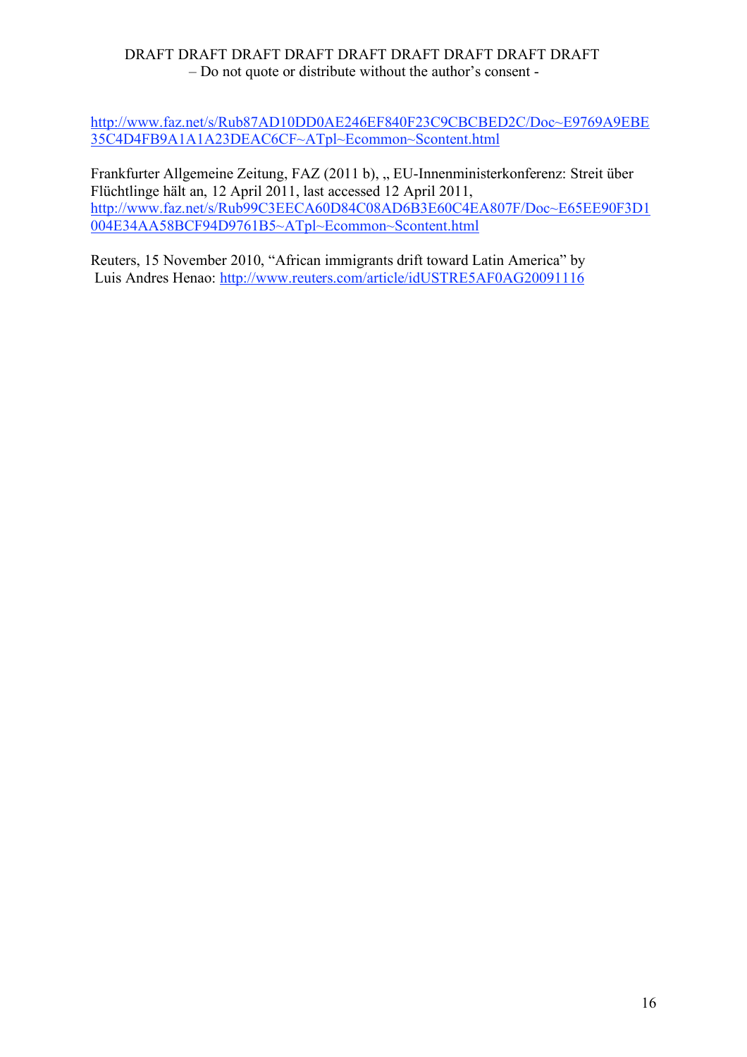http://www.faz.net/s/Rub87AD10DD0AE246EF840F23C9CBCBED2C/Doc~E9769A9EBE35C4D4FB9A1A1A23DEAC6CF~ATpl~Ecommon~Scontent.html

Frankfurter Allgemeine Zeitung, FAZ (2011 b), „ EU-Innenministerkonferenz: Streit über Flüchtlinge hält an, 12 April 2011, last accessed 12 April 2011, http://www.faz.net/s/Rub99C3EECA60D84C08AD6B3E60C4EA807F/Doc~E65EE90F3D1004E34AA58BCF94D9761B5~ATpl~Ecommon~Scontent.html

Reuters, 15 November 2010, "African immigrants drift toward Latin America" by Luis Andres Henao: http://www.reuters.com/article/idUSTRE5AF0AG20091116